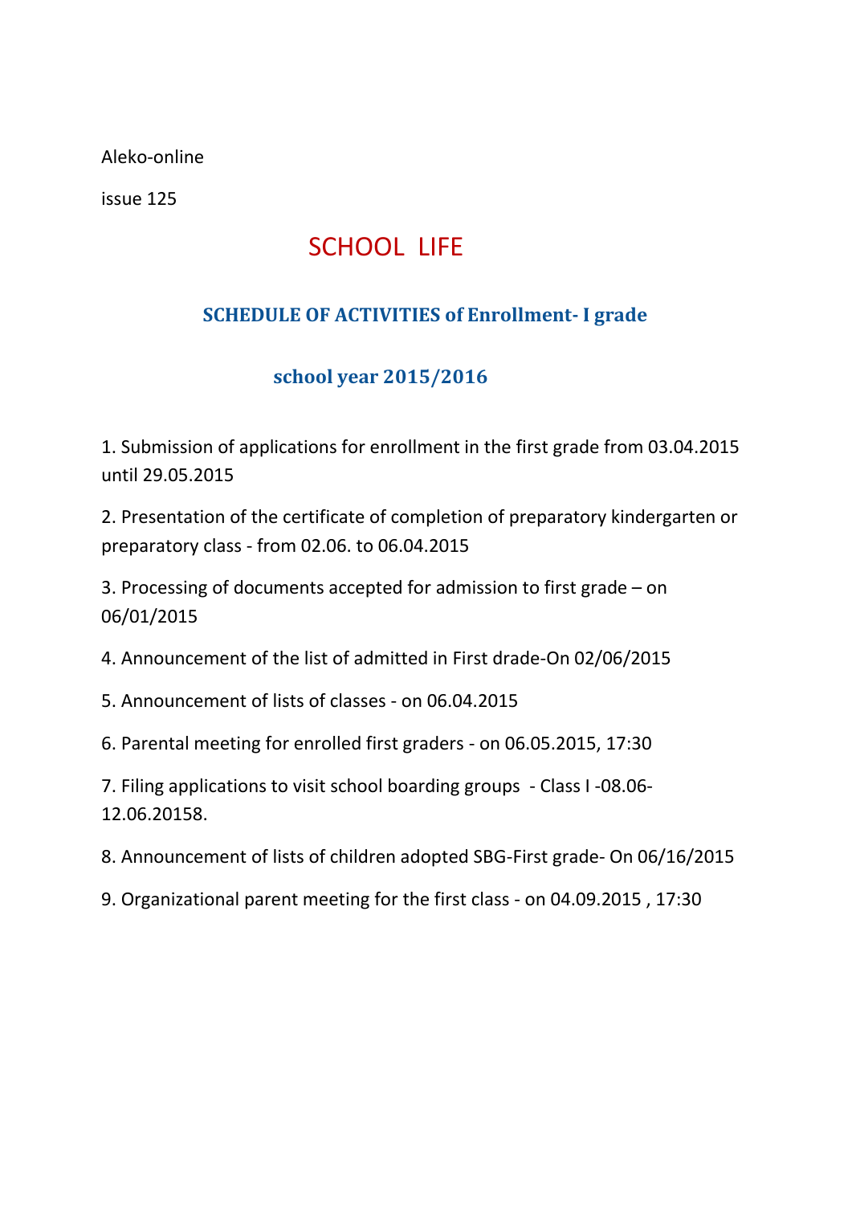Aleko-online

issue 125

# SCHOOL LIFE

## SCHEDULE OF ACTIVITIES of Enrollment- I grade

## school year 2015/2016

1. Submission of applications for enrollment in the first grade from 03.04.2015 until 29.05.2015
2. Presentation of the certificate of completion of preparatory kindergarten or preparatory class - from 02.06. to 06.04.2015
3. Processing of documents accepted for admission to first grade – on 06/01/2015
4. Announcement of the list of admitted in First drade-On 02/06/2015
5. Announcement of lists of classes - on 06.04.2015
6. Parental meeting for enrolled first graders - on 06.05.2015, 17:30
7. Filing applications to visit school boarding groups - Class I -08.06-12.06.20158.
8. Announcement of lists of children adopted SBG-First grade- On 06/16/2015
9. Organizational parent meeting for the first class - on 04.09.2015 , 17:30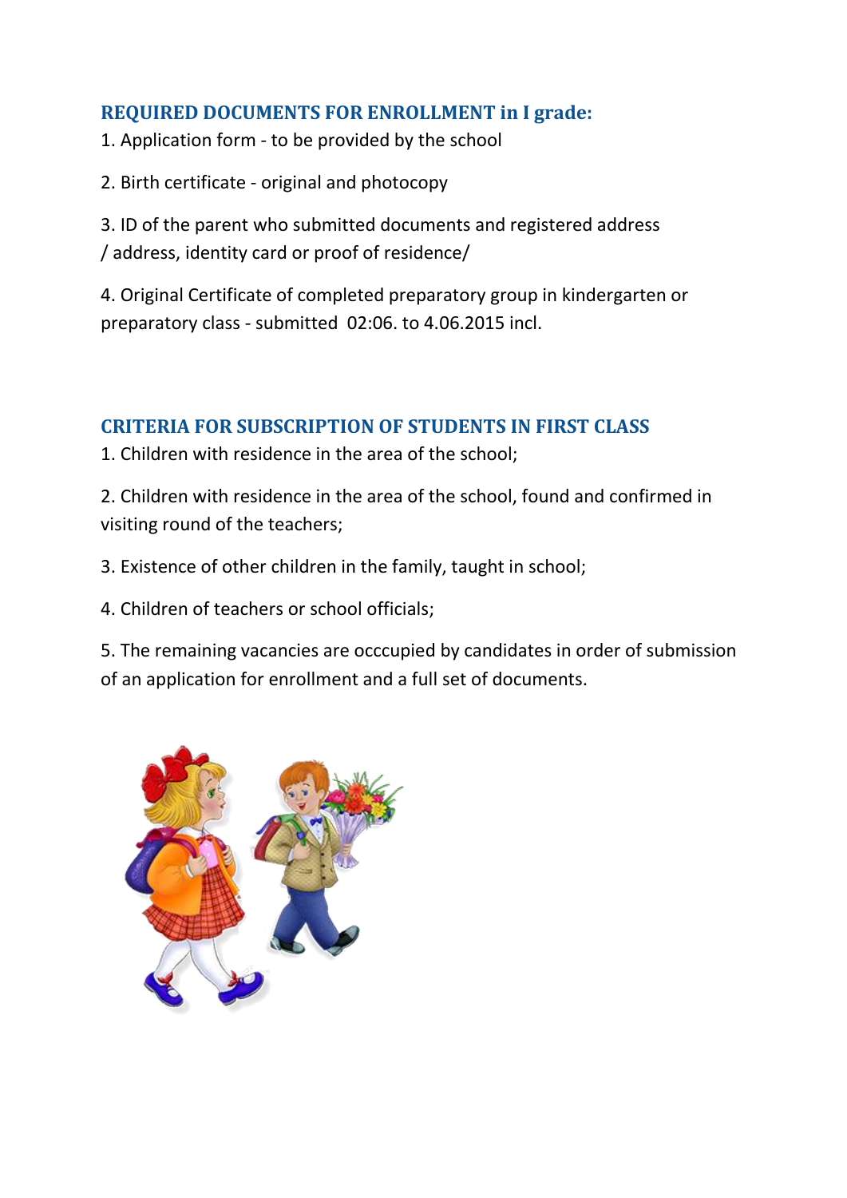## REQUIRED DOCUMENTS FOR ENROLLMENT in I grade:

1. Application form - to be provided by the school

2. Birth certificate - original and photocopy

3. ID of the parent who submitted documents and registered address / address, identity card or proof of residence/

4. Original Certificate of completed preparatory group in kindergarten or preparatory class - submitted 02:06. to 4.06.2015 incl.

## CRITERIA FOR SUBSCRIPTION OF STUDENTS IN FIRST CLASS

1. Children with residence in the area of the school;

2. Children with residence in the area of the school, found and confirmed in visiting round of the teachers;

3. Existence of other children in the family, taught in school;

4. Children of teachers or school officials;

5. The remaining vacancies are occcupied by candidates in order of submission of an application for enrollment and a full set of documents.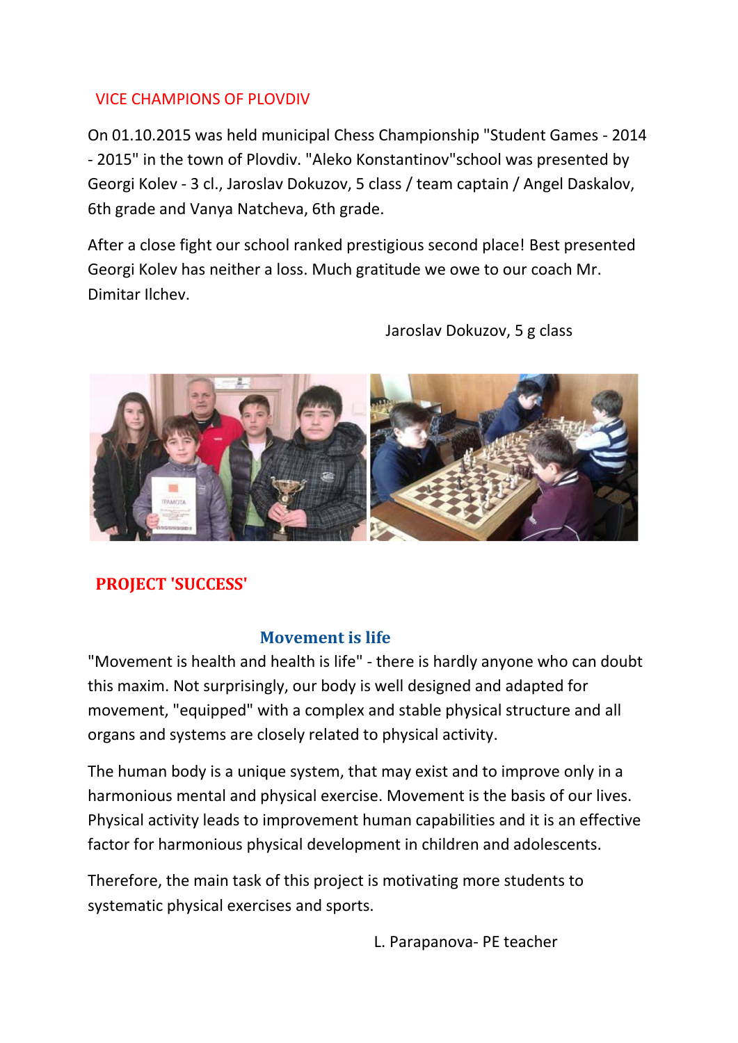## VICE CHAMPIONS OF PLOVDIV

On 01.10.2015 was held municipal Chess Championship "Student Games - 2014 - 2015" in the town of Plovdiv. "Aleko Konstantinov"school was presented by Georgi Kolev - 3 cl., Jaroslav Dokuzov, 5 class / team captain / Angel Daskalov, 6th grade and Vanya Natcheva, 6th grade.

After a close fight our school ranked prestigious second place! Best presented Georgi Kolev has neither a loss. Much gratitude we owe to our coach Mr. Dimitar Ilchev.

Jaroslav Dokuzov, 5 g class

## PROJECT 'SUCCESS'

### Movement is life

"Movement is health and health is life" - there is hardly anyone who can doubt this maxim. Not surprisingly, our body is well designed and adapted for movement, "equipped" with a complex and stable physical structure and all organs and systems are closely related to physical activity.

The human body is a unique system, that may exist and to improve only in a harmonious mental and physical exercise. Movement is the basis of our lives. Physical activity leads to improvement human capabilities and it is an effective factor for harmonious physical development in children and adolescents.

Therefore, the main task of this project is motivating more students to systematic physical exercises and sports.

L. Parapanova- PE teacher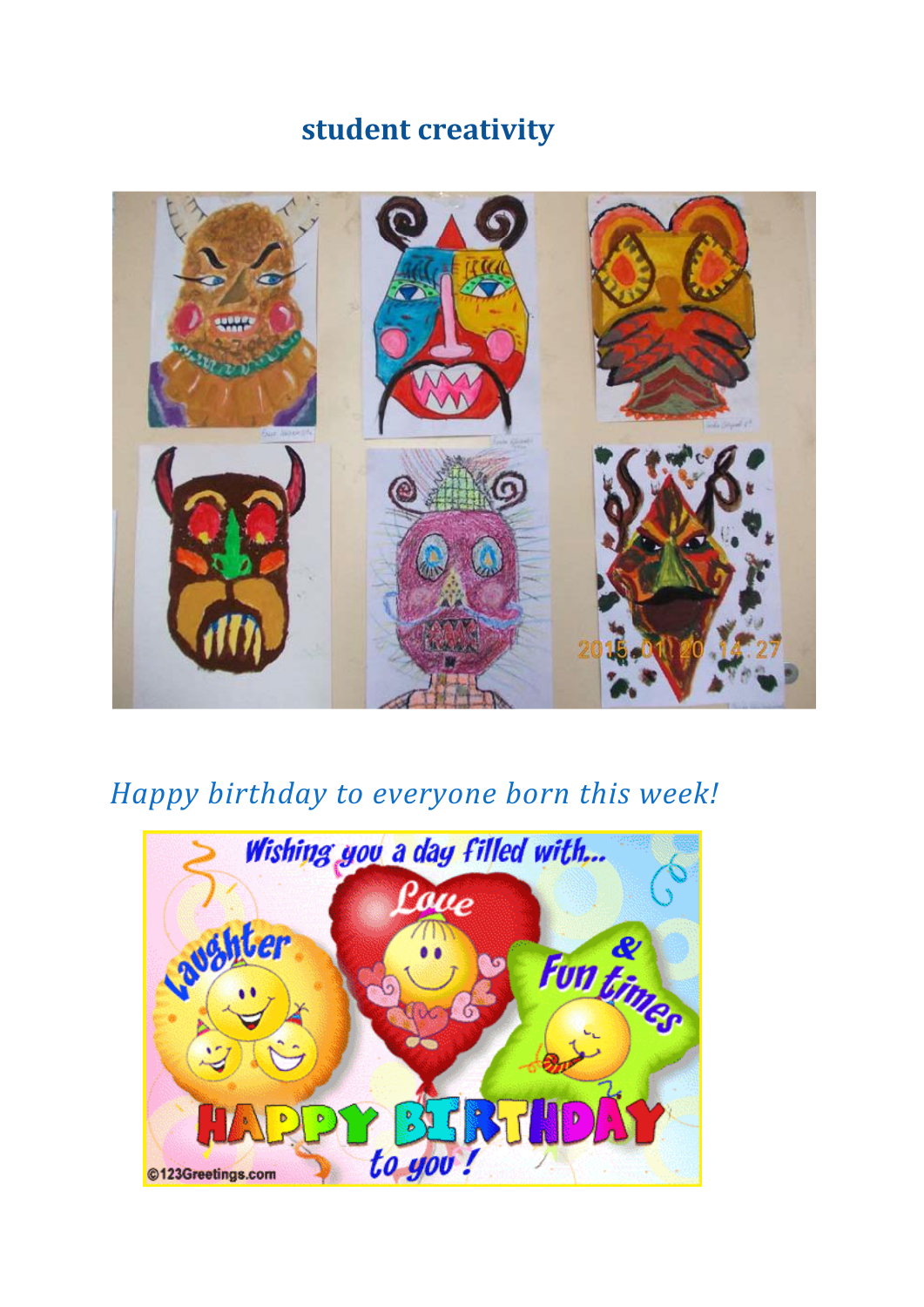## student creativity

*Happy birthday to everyone born this week!*